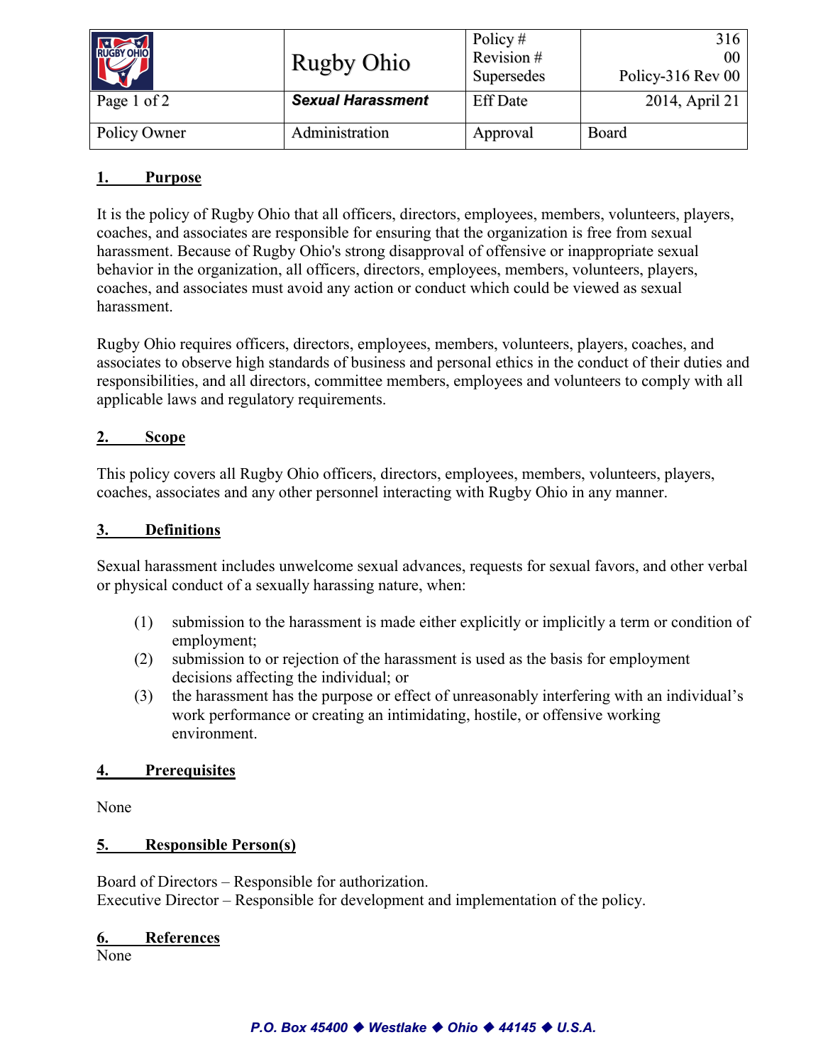| | Rugby Ohio | Policy #<br>Revision #<br>Supersedes | 316<br>00<br>Policy-316 Rev 00 |
|---|---|---|---|
| Page 1 of 2 | ***Sexual Harassment*** | Eff Date | 2014, April 21 |
| Policy Owner | Administration | Approval | Board |

## 1. Purpose

It is the policy of Rugby Ohio that all officers, directors, employees, members, volunteers, players, coaches, and associates are responsible for ensuring that the organization is free from sexual harassment. Because of Rugby Ohio's strong disapproval of offensive or inappropriate sexual behavior in the organization, all officers, directors, employees, members, volunteers, players, coaches, and associates must avoid any action or conduct which could be viewed as sexual harassment.

Rugby Ohio requires officers, directors, employees, members, volunteers, players, coaches, and associates to observe high standards of business and personal ethics in the conduct of their duties and responsibilities, and all directors, committee members, employees and volunteers to comply with all applicable laws and regulatory requirements.

## 2. Scope

This policy covers all Rugby Ohio officers, directors, employees, members, volunteers, players, coaches, associates and any other personnel interacting with Rugby Ohio in any manner.

## 3. Definitions

Sexual harassment includes unwelcome sexual advances, requests for sexual favors, and other verbal or physical conduct of a sexually harassing nature, when:

(1) submission to the harassment is made either explicitly or implicitly a term or condition of employment;
(2) submission to or rejection of the harassment is used as the basis for employment decisions affecting the individual; or
(3) the harassment has the purpose or effect of unreasonably interfering with an individual's work performance or creating an intimidating, hostile, or offensive working environment.

## 4. Prerequisites

None

## 5. Responsible Person(s)

Board of Directors – Responsible for authorization.
Executive Director – Responsible for development and implementation of the policy.

## 6. References

None

*P.O. Box 45400 ◆ Westlake ◆ Ohio ◆ 44145 ◆ U.S.A.*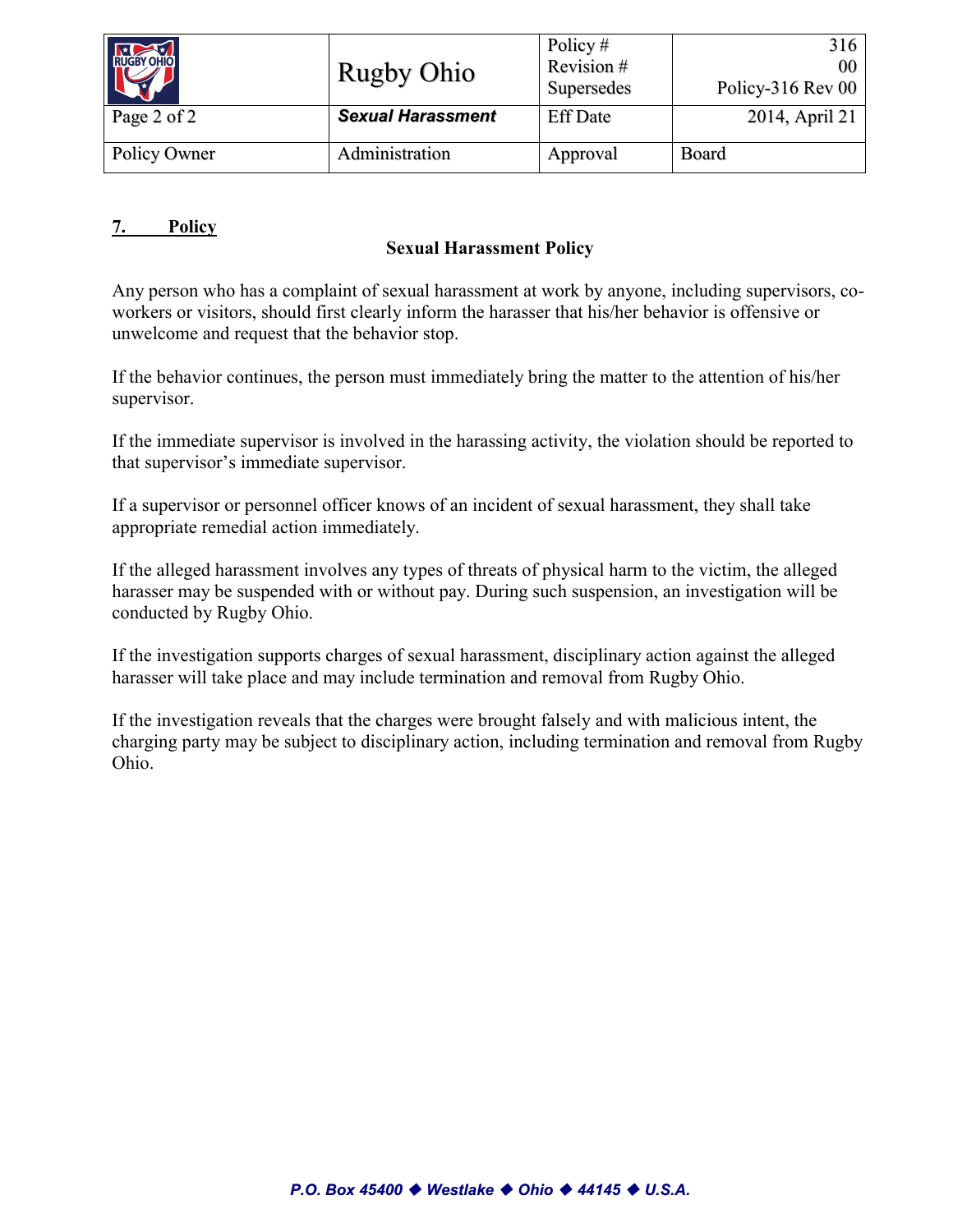## 7. Policy

### Sexual Harassment Policy

Any person who has a complaint of sexual harassment at work by anyone, including supervisors, co-workers or visitors, should first clearly inform the harasser that his/her behavior is offensive or unwelcome and request that the behavior stop.

If the behavior continues, the person must immediately bring the matter to the attention of his/her supervisor.

If the immediate supervisor is involved in the harassing activity, the violation should be reported to that supervisor's immediate supervisor.

If a supervisor or personnel officer knows of an incident of sexual harassment, they shall take appropriate remedial action immediately.

If the alleged harassment involves any types of threats of physical harm to the victim, the alleged harasser may be suspended with or without pay. During such suspension, an investigation will be conducted by Rugby Ohio.

If the investigation supports charges of sexual harassment, disciplinary action against the alleged harasser will take place and may include termination and removal from Rugby Ohio.

If the investigation reveals that the charges were brought falsely and with malicious intent, the charging party may be subject to disciplinary action, including termination and removal from Rugby Ohio.